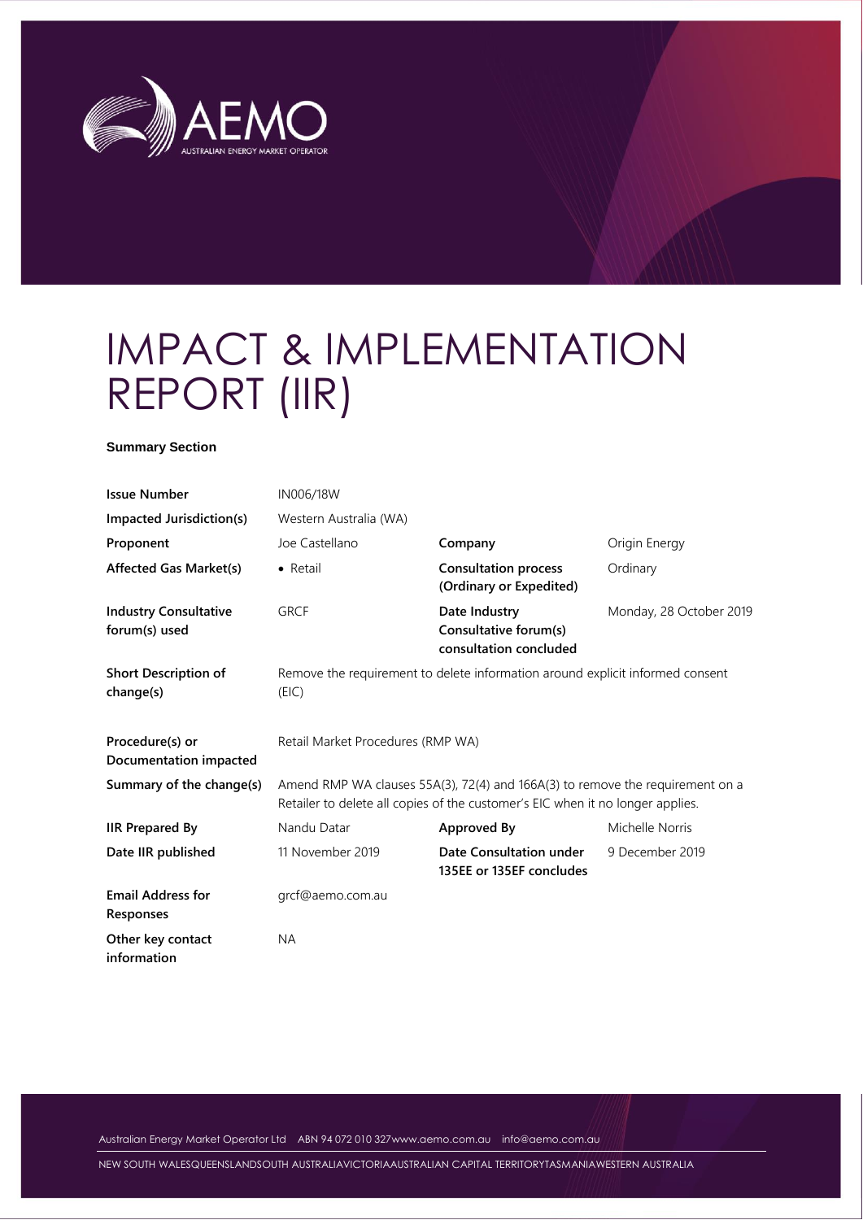# IMPACT & IMPLEMENTATION REPORT (IIR)

**Summary Section**

| | | | |
|---|---|---|---|
| **Issue Number** | IN006/18W | | |
| **Impacted Jurisdiction(s)** | Western Australia (WA) | | |
| **Proponent** | Joe Castellano | **Company** | Origin Energy |
| **Affected Gas Market(s)** | • Retail | **Consultation process (Ordinary or Expedited)** | Ordinary |
| **Industry Consultative forum(s) used** | GRCF | **Date Industry Consultative forum(s) consultation concluded** | Monday, 28 October 2019 |
| **Short Description of change(s)** | Remove the requirement to delete information around explicit informed consent (EIC) | | |
| **Procedure(s) or Documentation impacted** | Retail Market Procedures (RMP WA) | | |
| **Summary of the change(s)** | Amend RMP WA clauses 55A(3), 72(4) and 166A(3) to remove the requirement on a Retailer to delete all copies of the customer's EIC when it no longer applies. | | |
| **IIR Prepared By** | Nandu Datar | **Approved By** | Michelle Norris |
| **Date IIR published** | 11 November 2019 | **Date Consultation under 135EE or 135EF concludes** | 9 December 2019 |
| **Email Address for Responses** | grcf@aemo.com.au | | |
| **Other key contact information** | NA | | |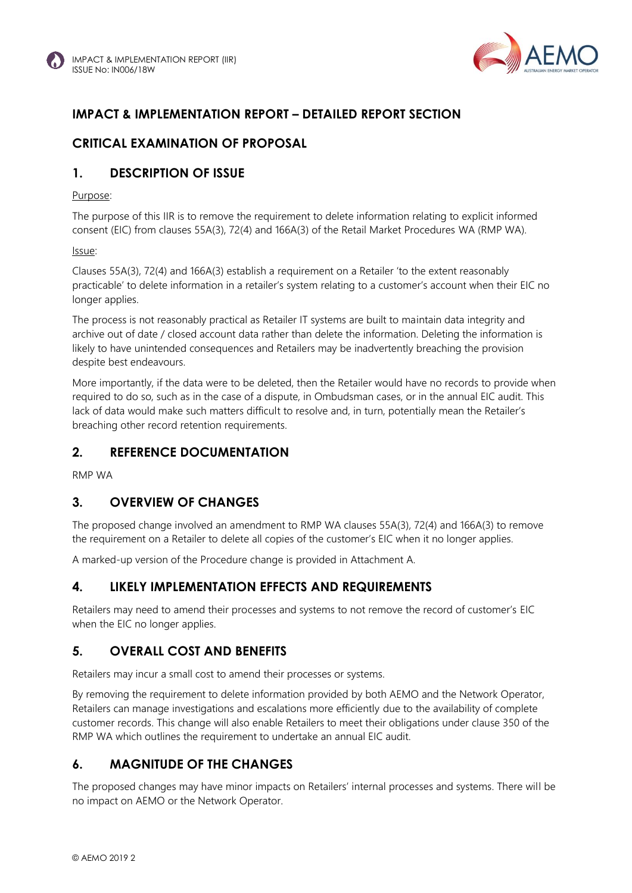# IMPACT & IMPLEMENTATION REPORT – DETAILED REPORT SECTION

## CRITICAL EXAMINATION OF PROPOSAL

## 1. DESCRIPTION OF ISSUE

Purpose:

The purpose of this IIR is to remove the requirement to delete information relating to explicit informed consent (EIC) from clauses 55A(3), 72(4) and 166A(3) of the Retail Market Procedures WA (RMP WA).

Issue:

Clauses 55A(3), 72(4) and 166A(3) establish a requirement on a Retailer 'to the extent reasonably practicable' to delete information in a retailer's system relating to a customer's account when their EIC no longer applies.

The process is not reasonably practical as Retailer IT systems are built to maintain data integrity and archive out of date / closed account data rather than delete the information. Deleting the information is likely to have unintended consequences and Retailers may be inadvertently breaching the provision despite best endeavours.

More importantly, if the data were to be deleted, then the Retailer would have no records to provide when required to do so, such as in the case of a dispute, in Ombudsman cases, or in the annual EIC audit. This lack of data would make such matters difficult to resolve and, in turn, potentially mean the Retailer's breaching other record retention requirements.

## 2. REFERENCE DOCUMENTATION

RMP WA

## 3. OVERVIEW OF CHANGES

The proposed change involved an amendment to RMP WA clauses 55A(3), 72(4) and 166A(3) to remove the requirement on a Retailer to delete all copies of the customer's EIC when it no longer applies.

A marked-up version of the Procedure change is provided in Attachment A.

## 4. LIKELY IMPLEMENTATION EFFECTS AND REQUIREMENTS

Retailers may need to amend their processes and systems to not remove the record of customer's EIC when the EIC no longer applies.

## 5. OVERALL COST AND BENEFITS

Retailers may incur a small cost to amend their processes or systems.

By removing the requirement to delete information provided by both AEMO and the Network Operator, Retailers can manage investigations and escalations more efficiently due to the availability of complete customer records. This change will also enable Retailers to meet their obligations under clause 350 of the RMP WA which outlines the requirement to undertake an annual EIC audit.

## 6. MAGNITUDE OF THE CHANGES

The proposed changes may have minor impacts on Retailers' internal processes and systems. There will be no impact on AEMO or the Network Operator.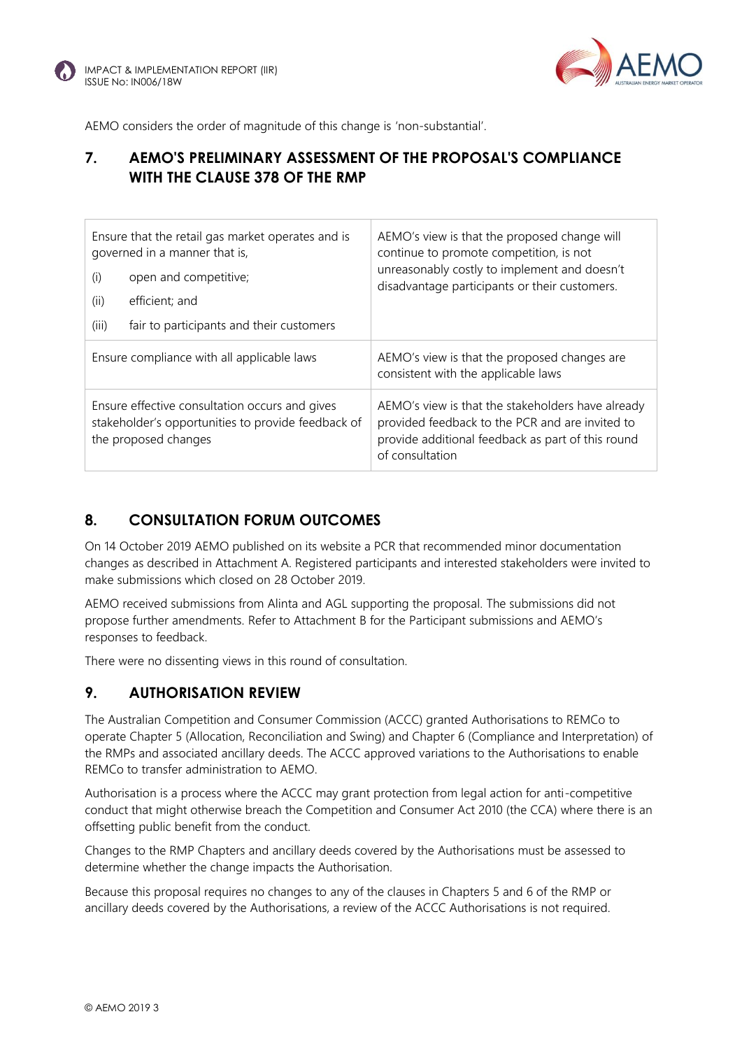AEMO considers the order of magnitude of this change is 'non-substantial'.

## 7. AEMO'S PRELIMINARY ASSESSMENT OF THE PROPOSAL'S COMPLIANCE WITH THE CLAUSE 378 OF THE RMP

| | |
|---|---|
| Ensure that the retail gas market operates and is governed in a manner that is,<br>(i) open and competitive;<br>(ii) efficient; and<br>(iii) fair to participants and their customers | AEMO's view is that the proposed change will continue to promote competition, is not unreasonably costly to implement and doesn't disadvantage participants or their customers. |
| Ensure compliance with all applicable laws | AEMO's view is that the proposed changes are consistent with the applicable laws |
| Ensure effective consultation occurs and gives stakeholder's opportunities to provide feedback of the proposed changes | AEMO's view is that the stakeholders have already provided feedback to the PCR and are invited to provide additional feedback as part of this round of consultation |

## 8. CONSULTATION FORUM OUTCOMES

On 14 October 2019 AEMO published on its website a PCR that recommended minor documentation changes as described in Attachment A. Registered participants and interested stakeholders were invited to make submissions which closed on 28 October 2019.

AEMO received submissions from Alinta and AGL supporting the proposal. The submissions did not propose further amendments. Refer to Attachment B for the Participant submissions and AEMO's responses to feedback.

There were no dissenting views in this round of consultation.

## 9. AUTHORISATION REVIEW

The Australian Competition and Consumer Commission (ACCC) granted Authorisations to REMCo to operate Chapter 5 (Allocation, Reconciliation and Swing) and Chapter 6 (Compliance and Interpretation) of the RMPs and associated ancillary deeds. The ACCC approved variations to the Authorisations to enable REMCo to transfer administration to AEMO.

Authorisation is a process where the ACCC may grant protection from legal action for anti-competitive conduct that might otherwise breach the Competition and Consumer Act 2010 (the CCA) where there is an offsetting public benefit from the conduct.

Changes to the RMP Chapters and ancillary deeds covered by the Authorisations must be assessed to determine whether the change impacts the Authorisation.

Because this proposal requires no changes to any of the clauses in Chapters 5 and 6 of the RMP or ancillary deeds covered by the Authorisations, a review of the ACCC Authorisations is not required.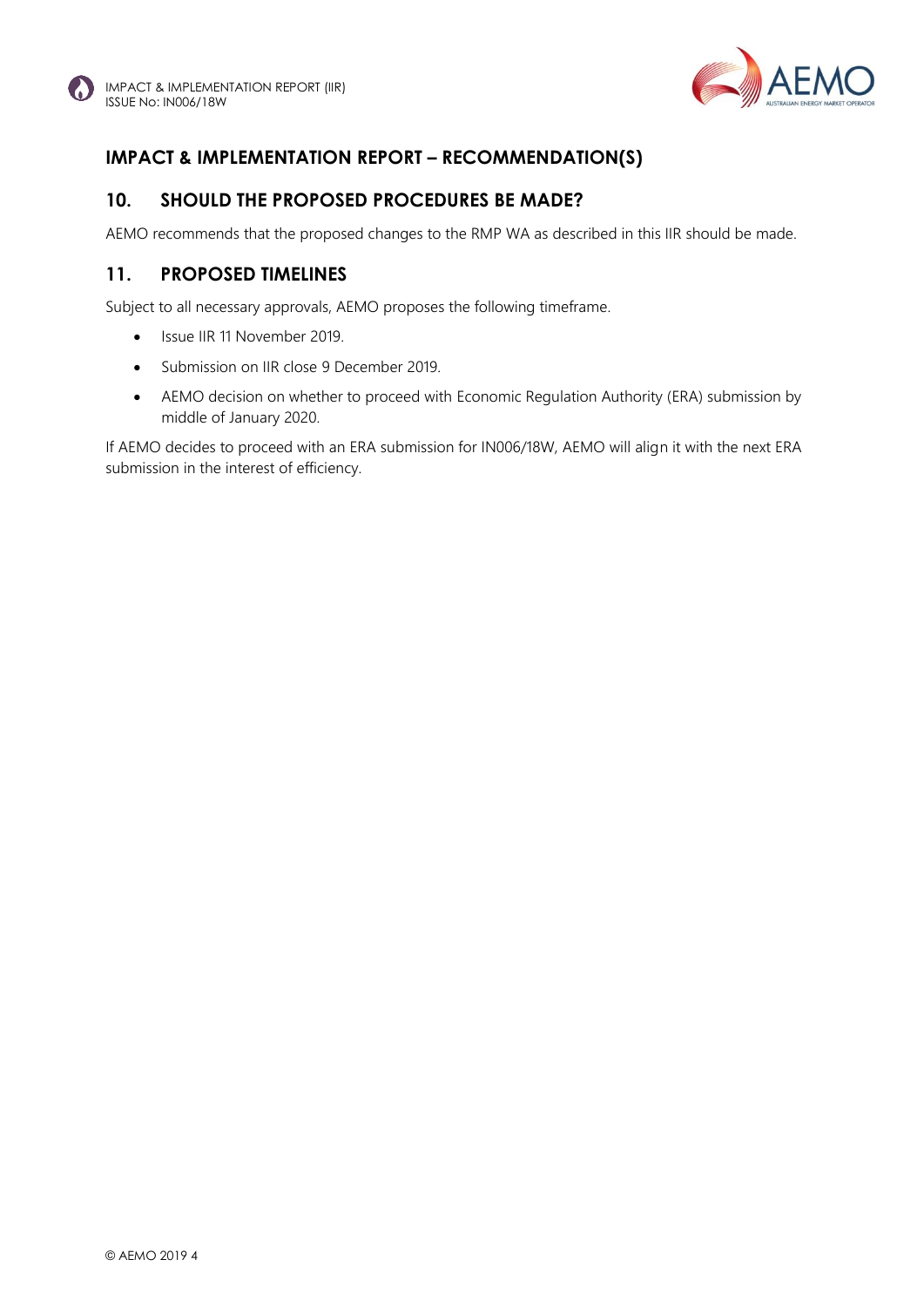# IMPACT & IMPLEMENTATION REPORT – RECOMMENDATION(S)

## 10. SHOULD THE PROPOSED PROCEDURES BE MADE?

AEMO recommends that the proposed changes to the RMP WA as described in this IIR should be made.

## 11. PROPOSED TIMELINES

Subject to all necessary approvals, AEMO proposes the following timeframe.

- Issue IIR 11 November 2019.
- Submission on IIR close 9 December 2019.
- AEMO decision on whether to proceed with Economic Regulation Authority (ERA) submission by middle of January 2020.

If AEMO decides to proceed with an ERA submission for IN006/18W, AEMO will align it with the next ERA submission in the interest of efficiency.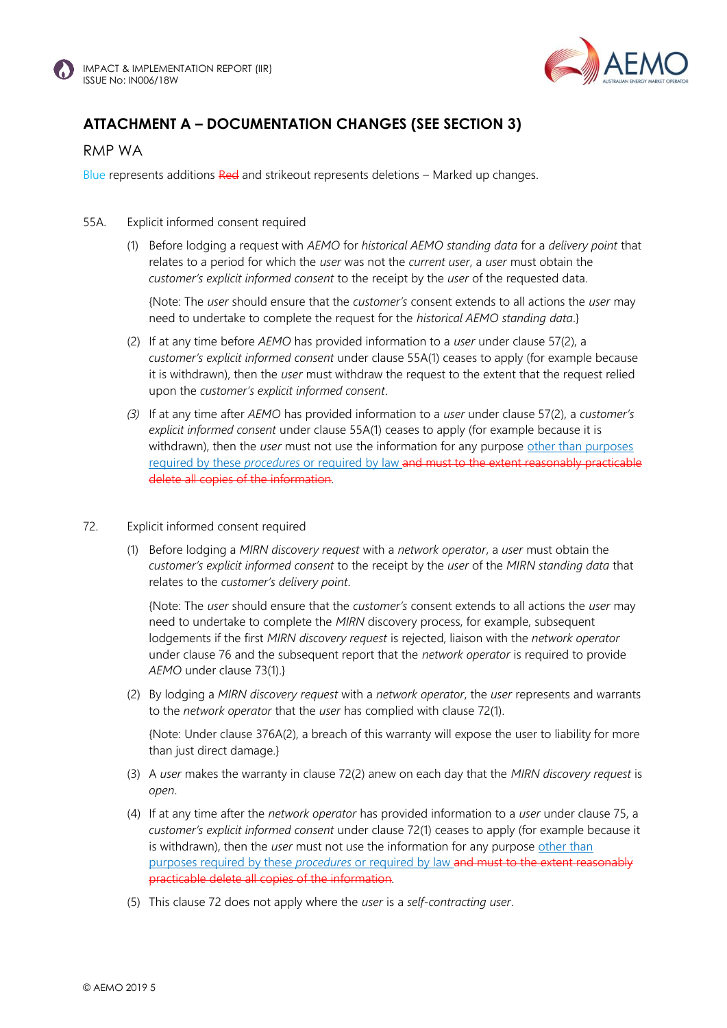## ATTACHMENT A – DOCUMENTATION CHANGES (SEE SECTION 3)

### RMP WA

Blue represents additions ~~Red~~ and strikeout represents deletions – Marked up changes.

55A. Explicit informed consent required

(1) Before lodging a request with *AEMO* for *historical AEMO standing data* for a *delivery point* that relates to a period for which the *user* was not the *current user*, a *user* must obtain the *customer's explicit informed consent* to the receipt by the *user* of the requested data.

{Note: The *user* should ensure that the *customer's* consent extends to all actions the *user* may need to undertake to complete the request for the *historical AEMO standing data*.}

(2) If at any time before *AEMO* has provided information to a *user* under clause 57(2), a *customer's explicit informed consent* under clause 55A(1) ceases to apply (for example because it is withdrawn), then the *user* must withdraw the request to the extent that the request relied upon the *customer's explicit informed consent*.

*(3)* If at any time after *AEMO* has provided information to a *user* under clause 57(2), a *customer's explicit informed consent* under clause 55A(1) ceases to apply (for example because it is withdrawn), then the *user* must not use the information for any purpose other than purposes required by these *procedures* or required by law ~~and must to the extent reasonably practicable delete all copies of the information~~.

72. Explicit informed consent required

(1) Before lodging a *MIRN discovery request* with a *network operator*, a *user* must obtain the *customer's explicit informed consent* to the receipt by the *user* of the *MIRN standing data* that relates to the *customer's delivery point*.

{Note: The *user* should ensure that the *customer's* consent extends to all actions the *user* may need to undertake to complete the *MIRN* discovery process, for example, subsequent lodgements if the first *MIRN discovery request* is rejected, liaison with the *network operator* under clause 76 and the subsequent report that the *network operator* is required to provide *AEMO* under clause 73(1).}

(2) By lodging a *MIRN discovery request* with a *network operator*, the *user* represents and warrants to the *network operator* that the *user* has complied with clause 72(1).

{Note: Under clause 376A(2), a breach of this warranty will expose the user to liability for more than just direct damage.}

(3) A *user* makes the warranty in clause 72(2) anew on each day that the *MIRN discovery request* is *open*.

(4) If at any time after the *network operator* has provided information to a *user* under clause 75, a *customer's explicit informed consent* under clause 72(1) ceases to apply (for example because it is withdrawn), then the *user* must not use the information for any purpose other than purposes required by these *procedures* or required by law ~~and must to the extent reasonably practicable delete all copies of the information~~.

(5) This clause 72 does not apply where the *user* is a *self-contracting user*.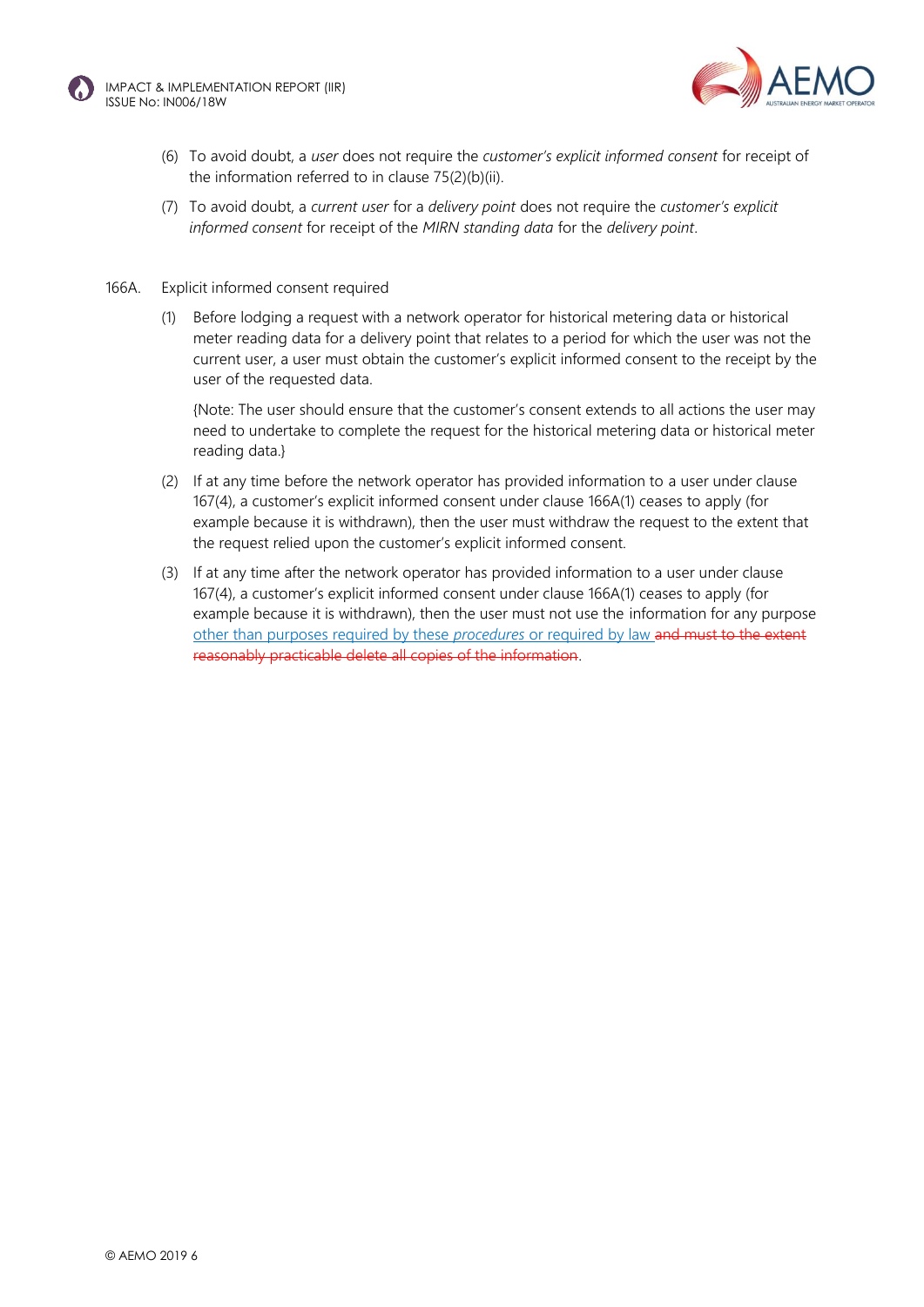(6) To avoid doubt, a *user* does not require the *customer's explicit informed consent* for receipt of the information referred to in clause 75(2)(b)(ii).

(7) To avoid doubt, a *current user* for a *delivery point* does not require the *customer's explicit informed consent* for receipt of the *MIRN standing data* for the *delivery point*.

166A. Explicit informed consent required

(1) Before lodging a request with a network operator for historical metering data or historical meter reading data for a delivery point that relates to a period for which the user was not the current user, a user must obtain the customer's explicit informed consent to the receipt by the user of the requested data.

{Note: The user should ensure that the customer's consent extends to all actions the user may need to undertake to complete the request for the historical metering data or historical meter reading data.}

(2) If at any time before the network operator has provided information to a user under clause 167(4), a customer's explicit informed consent under clause 166A(1) ceases to apply (for example because it is withdrawn), then the user must withdraw the request to the extent that the request relied upon the customer's explicit informed consent.

(3) If at any time after the network operator has provided information to a user under clause 167(4), a customer's explicit informed consent under clause 166A(1) ceases to apply (for example because it is withdrawn), then the user must not use the information for any purpose other than purposes required by these *procedures* or required by law ~~and must to the extent reasonably practicable delete all copies of the information~~.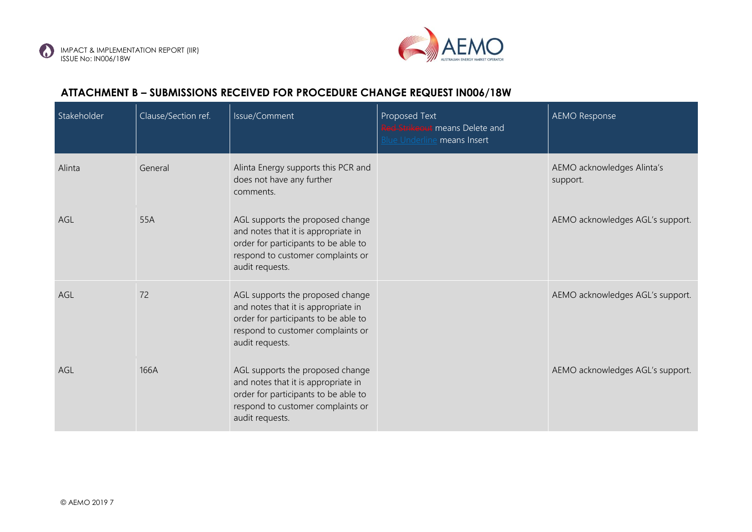## ATTACHMENT B – SUBMISSIONS RECEIVED FOR PROCEDURE CHANGE REQUEST IN006/18W

| Stakeholder | Clause/Section ref. | Issue/Comment | Proposed Text<br>Red Strikeout means Delete and<br>Blue Underline means Insert | AEMO Response |
|---|---|---|---|---|
| Alinta | General | Alinta Energy supports this PCR and does not have any further comments. | | AEMO acknowledges Alinta's support. |
| AGL | 55A | AGL supports the proposed change and notes that it is appropriate in order for participants to be able to respond to customer complaints or audit requests. | | AEMO acknowledges AGL's support. |
| AGL | 72 | AGL supports the proposed change and notes that it is appropriate in order for participants to be able to respond to customer complaints or audit requests. | | AEMO acknowledges AGL's support. |
| AGL | 166A | AGL supports the proposed change and notes that it is appropriate in order for participants to be able to respond to customer complaints or audit requests. | | AEMO acknowledges AGL's support. |